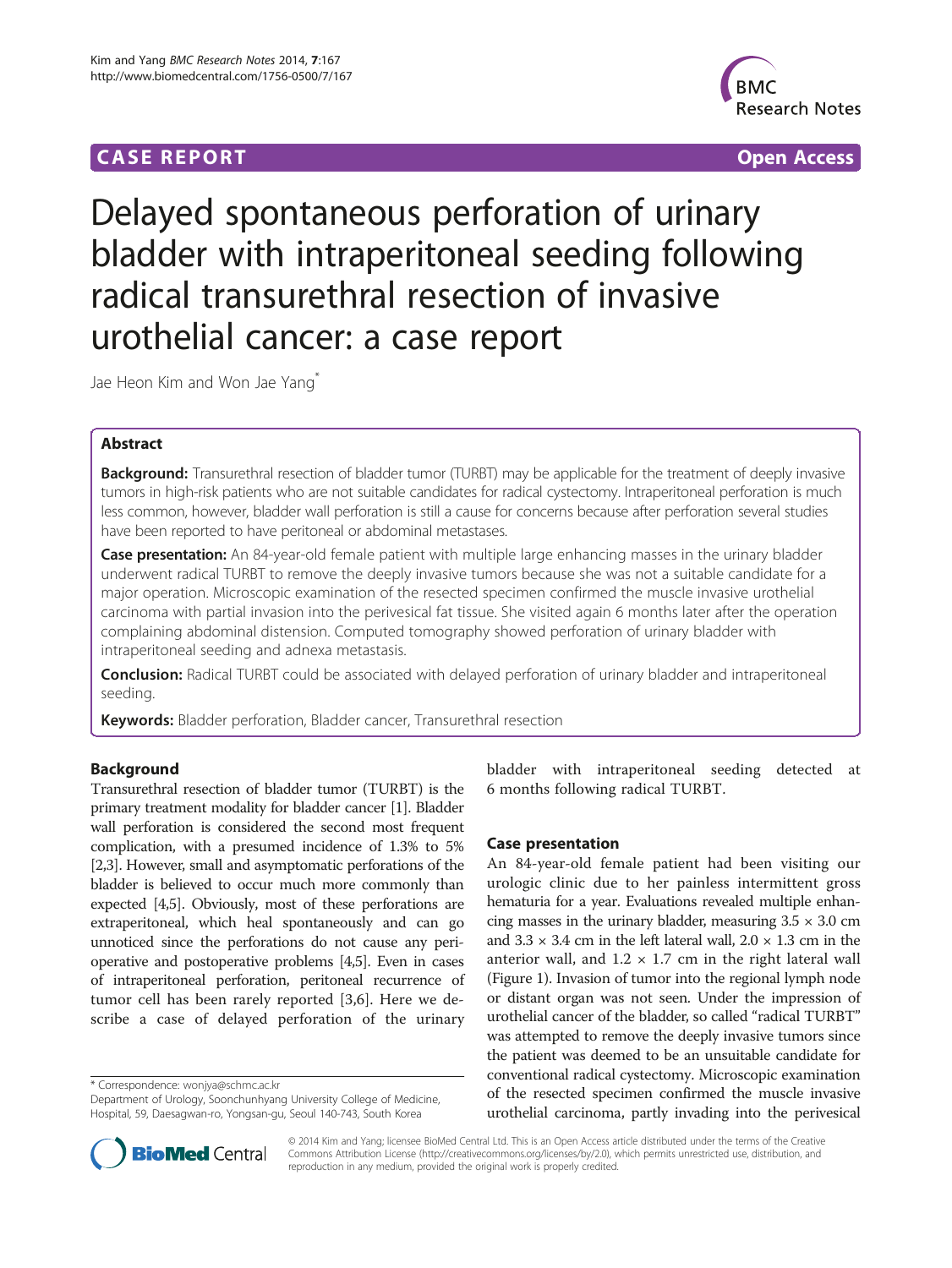**CASE REPORT** **Open Access**

# Delayed spontaneous perforation of urinary bladder with intraperitoneal seeding following radical transurethral resection of invasive urothelial cancer: a case report

Jae Heon Kim and Won Jae Yang*

## Abstract

**Background:** Transurethral resection of bladder tumor (TURBT) may be applicable for the treatment of deeply invasive tumors in high-risk patients who are not suitable candidates for radical cystectomy. Intraperitoneal perforation is much less common, however, bladder wall perforation is still a cause for concerns because after perforation several studies have been reported to have peritoneal or abdominal metastases.

**Case presentation:** An 84-year-old female patient with multiple large enhancing masses in the urinary bladder underwent radical TURBT to remove the deeply invasive tumors because she was not a suitable candidate for a major operation. Microscopic examination of the resected specimen confirmed the muscle invasive urothelial carcinoma with partial invasion into the perivesical fat tissue. She visited again 6 months later after the operation complaining abdominal distension. Computed tomography showed perforation of urinary bladder with intraperitoneal seeding and adnexa metastasis.

**Conclusion:** Radical TURBT could be associated with delayed perforation of urinary bladder and intraperitoneal seeding.

**Keywords:** Bladder perforation, Bladder cancer, Transurethral resection

## Background

Transurethral resection of bladder tumor (TURBT) is the primary treatment modality for bladder cancer [1]. Bladder wall perforation is considered the second most frequent complication, with a presumed incidence of 1.3% to 5% [2,3]. However, small and asymptomatic perforations of the bladder is believed to occur much more commonly than expected [4,5]. Obviously, most of these perforations are extraperitoneal, which heal spontaneously and can go unnoticed since the perforations do not cause any perioperative and postoperative problems [4,5]. Even in cases of intraperitoneal perforation, peritoneal recurrence of tumor cell has been rarely reported [3,6]. Here we describe a case of delayed perforation of the urinary bladder with intraperitoneal seeding detected at 6 months following radical TURBT.

## Case presentation

An 84-year-old female patient had been visiting our urologic clinic due to her painless intermittent gross hematuria for a year. Evaluations revealed multiple enhancing masses in the urinary bladder, measuring 3.5 × 3.0 cm and 3.3 × 3.4 cm in the left lateral wall, 2.0 × 1.3 cm in the anterior wall, and 1.2 × 1.7 cm in the right lateral wall (Figure 1). Invasion of tumor into the regional lymph node or distant organ was not seen. Under the impression of urothelial cancer of the bladder, so called "radical TURBT" was attempted to remove the deeply invasive tumors since the patient was deemed to be an unsuitable candidate for conventional radical cystectomy. Microscopic examination of the resected specimen confirmed the muscle invasive urothelial carcinoma, partly invading into the perivesical

\* Correspondence: wonjya@schmc.ac.kr
Department of Urology, Soonchunhyang University College of Medicine, Hospital, 59, Daesagwan-ro, Yongsan-gu, Seoul 140-743, South Korea

© 2014 Kim and Yang; licensee BioMed Central Ltd. This is an Open Access article distributed under the terms of the Creative Commons Attribution License (http://creativecommons.org/licenses/by/2.0), which permits unrestricted use, distribution, and reproduction in any medium, provided the original work is properly credited.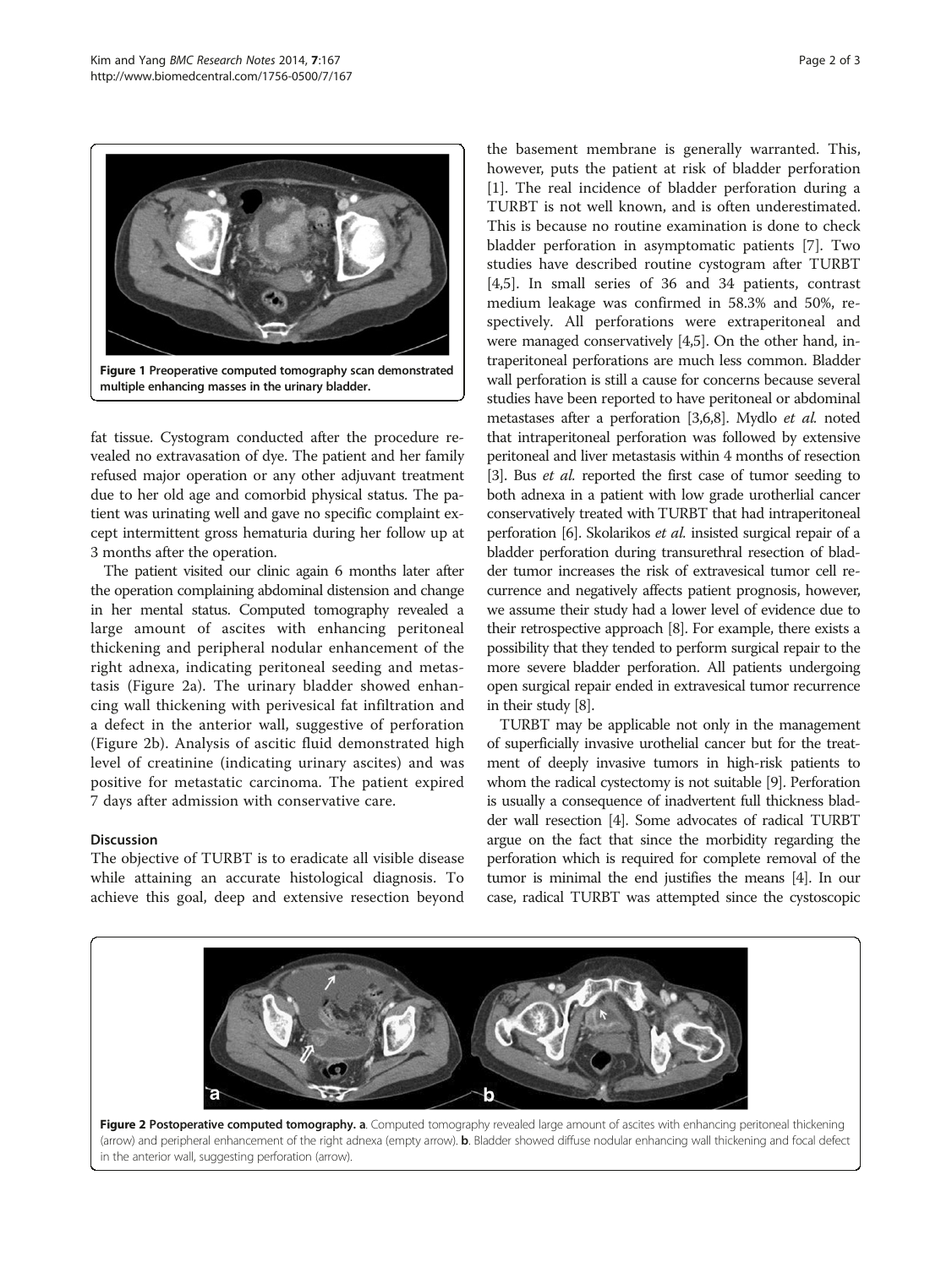Figure 1 Preoperative computed tomography scan demonstrated multiple enhancing masses in the urinary bladder.

fat tissue. Cystogram conducted after the procedure revealed no extravasation of dye. The patient and her family refused major operation or any other adjuvant treatment due to her old age and comorbid physical status. The patient was urinating well and gave no specific complaint except intermittent gross hematuria during her follow up at 3 months after the operation.

The patient visited our clinic again 6 months later after the operation complaining abdominal distension and change in her mental status. Computed tomography revealed a large amount of ascites with enhancing peritoneal thickening and peripheral nodular enhancement of the right adnexa, indicating peritoneal seeding and metastasis (Figure 2a). The urinary bladder showed enhancing wall thickening with perivesical fat infiltration and a defect in the anterior wall, suggestive of perforation (Figure 2b). Analysis of ascitic fluid demonstrated high level of creatinine (indicating urinary ascites) and was positive for metastatic carcinoma. The patient expired 7 days after admission with conservative care.

## Discussion

The objective of TURBT is to eradicate all visible disease while attaining an accurate histological diagnosis. To achieve this goal, deep and extensive resection beyond the basement membrane is generally warranted. This, however, puts the patient at risk of bladder perforation [1]. The real incidence of bladder perforation during a TURBT is not well known, and is often underestimated. This is because no routine examination is done to check bladder perforation in asymptomatic patients [7]. Two studies have described routine cystogram after TURBT [4,5]. In small series of 36 and 34 patients, contrast medium leakage was confirmed in 58.3% and 50%, respectively. All perforations were extraperitoneal and were managed conservatively [4,5]. On the other hand, intraperitoneal perforations are much less common. Bladder wall perforation is still a cause for concerns because several studies have been reported to have peritoneal or abdominal metastases after a perforation [3,6,8]. Mydlo *et al.* noted that intraperitoneal perforation was followed by extensive peritoneal and liver metastasis within 4 months of resection [3]. Bus *et al.* reported the first case of tumor seeding to both adnexa in a patient with low grade urotherlial cancer conservatively treated with TURBT that had intraperitoneal perforation [6]. Skolarikos *et al.* insisted surgical repair of a bladder perforation during transurethral resection of bladder tumor increases the risk of extravesical tumor cell recurrence and negatively affects patient prognosis, however, we assume their study had a lower level of evidence due to their retrospective approach [8]. For example, there exists a possibility that they tended to perform surgical repair to the more severe bladder perforation. All patients undergoing open surgical repair ended in extravesical tumor recurrence in their study [8].

TURBT may be applicable not only in the management of superficially invasive urothelial cancer but for the treatment of deeply invasive tumors in high-risk patients to whom the radical cystectomy is not suitable [9]. Perforation is usually a consequence of inadvertent full thickness bladder wall resection [4]. Some advocates of radical TURBT argue on the fact that since the morbidity regarding the perforation which is required for complete removal of the tumor is minimal the end justifies the means [4]. In our case, radical TURBT was attempted since the cystoscopic

**Figure 2 Postoperative computed tomography. a**. Computed tomography revealed large amount of ascites with enhancing peritoneal thickening (arrow) and peripheral enhancement of the right adnexa (empty arrow). **b**. Bladder showed diffuse nodular enhancing wall thickening and focal defect in the anterior wall, suggesting perforation (arrow).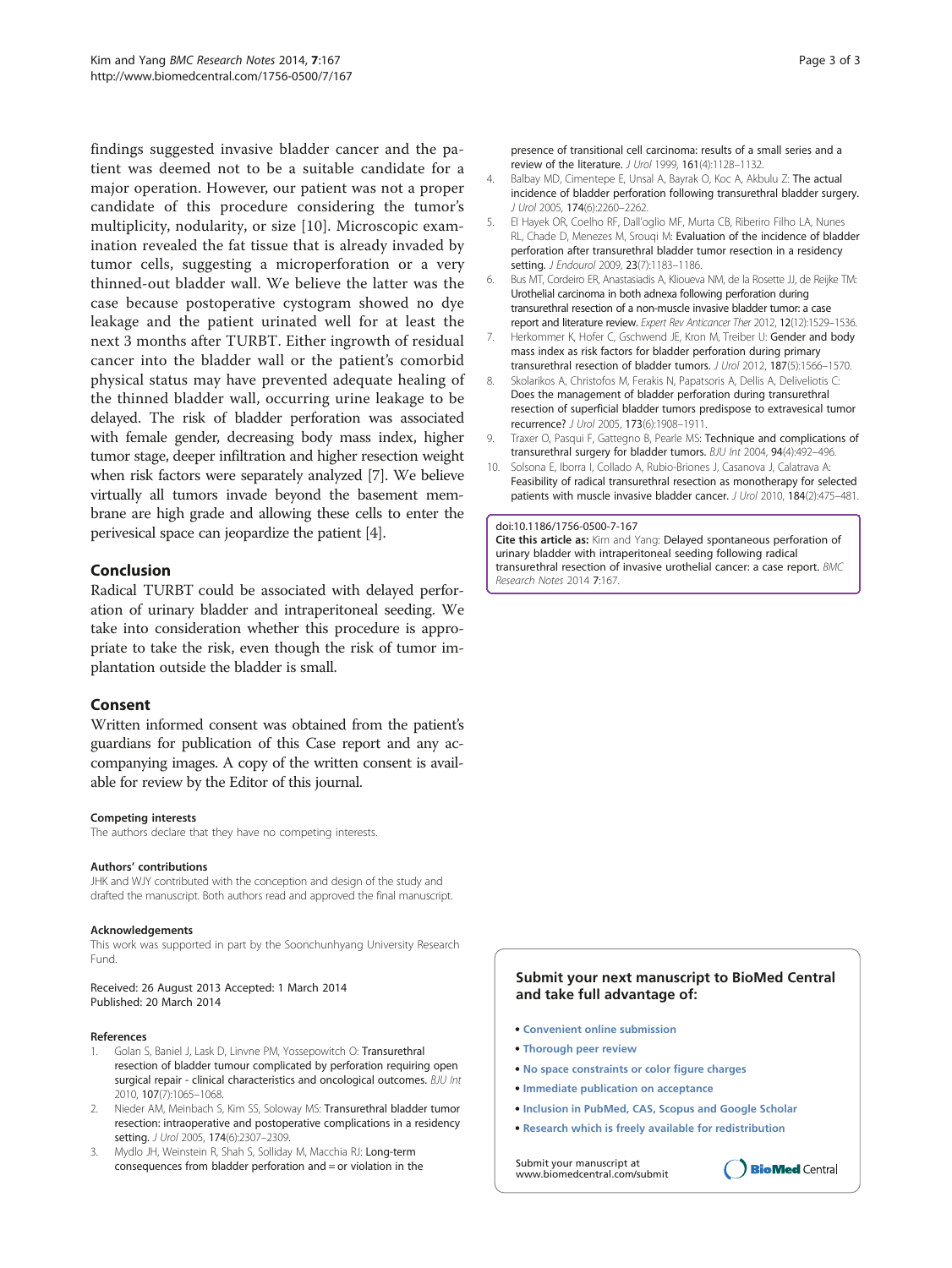findings suggested invasive bladder cancer and the patient was deemed not to be a suitable candidate for a major operation. However, our patient was not a proper candidate of this procedure considering the tumor's multiplicity, nodularity, or size [10]. Microscopic examination revealed the fat tissue that is already invaded by tumor cells, suggesting a microperforation or a very thinned-out bladder wall. We believe the latter was the case because postoperative cystogram showed no dye leakage and the patient urinated well for at least the next 3 months after TURBT. Either ingrowth of residual cancer into the bladder wall or the patient's comorbid physical status may have prevented adequate healing of the thinned bladder wall, occurring urine leakage to be delayed. The risk of bladder perforation was associated with female gender, decreasing body mass index, higher tumor stage, deeper infiltration and higher resection weight when risk factors were separately analyzed [7]. We believe virtually all tumors invade beyond the basement membrane are high grade and allowing these cells to enter the perivesical space can jeopardize the patient [4].

## Conclusion

Radical TURBT could be associated with delayed perforation of urinary bladder and intraperitoneal seeding. We take into consideration whether this procedure is appropriate to take the risk, even though the risk of tumor implantation outside the bladder is small.

## Consent

Written informed consent was obtained from the patient's guardians for publication of this Case report and any accompanying images. A copy of the written consent is available for review by the Editor of this journal.

#### Competing interests

The authors declare that they have no competing interests.

#### Authors' contributions

JHK and WJY contributed with the conception and design of the study and drafted the manuscript. Both authors read and approved the final manuscript.

#### Acknowledgements

This work was supported in part by the Soonchunhyang University Research Fund.

Received: 26 August 2013 Accepted: 1 March 2014
Published: 20 March 2014

#### References

1. Golan S, Baniel J, Lask D, Linvne PM, Yossepowitch O: **Transurethral resection of bladder tumour complicated by perforation requiring open surgical repair - clinical characteristics and oncological outcomes.** *BJU Int* 2010, **107**(7):1065–1068.
2. Nieder AM, Meinbach S, Kim SS, Soloway MS: **Transurethral bladder tumor resection: intraoperative and postoperative complications in a residency setting.** *J Urol* 2005, **174**(6):2307–2309.
3. Mydlo JH, Weinstein R, Shah S, Solliday M, Macchia RJ: **Long-term consequences from bladder perforation and = or violation in the presence of transitional cell carcinoma: results of a small series and a review of the literature.** *J Urol* 1999, **161**(4):1128–1132.
4. Balbay MD, Cimentepe E, Unsal A, Bayrak O, Koc A, Akbulu Z: **The actual incidence of bladder perforation following transurethral bladder surgery.** *J Urol* 2005, **174**(6):2260–2262.
5. El Hayek OR, Coelho RF, Dall'oglio MF, Murta CB, Riberiro Filho LA, Nunes RL, Chade D, Menezes M, Srouqi M: **Evaluation of the incidence of bladder perforation after transurethral bladder tumor resection in a residency setting.** *J Endourol* 2009, **23**(7):1183–1186.
6. Bus MT, Cordeiro ER, Anastasiadis A, Klioueva NM, de la Rosette JJ, de Reijke TM: **Urothelial carcinoma in both adnexa following perforation during transurethral resection of a non-muscle invasive bladder tumor: a case report and literature review.** *Expert Rev Anticancer Ther* 2012, **12**(12):1529–1536.
7. Herkommer K, Hofer C, Gschwend JE, Kron M, Treiber U: **Gender and body mass index as risk factors for bladder perforation during primary transurethral resection of bladder tumors.** *J Urol* 2012, **187**(5):1566–1570.
8. Skolarikos A, Christofos M, Ferakis N, Papatsoris A, Dellis A, Deliveliotis C: **Does the management of bladder perforation during transurethral resection of superficial bladder tumors predispose to extravesical tumor recurrence?** *J Urol* 2005, **173**(6):1908–1911.
9. Traxer O, Pasqui F, Gattegno B, Pearle MS: **Technique and complications of transurethral surgery for bladder tumors.** *BJU Int* 2004, **94**(4):492–496.
10. Solsona E, Iborra I, Collado A, Rubio-Briones J, Casanova J, Calatrava A: **Feasibility of radical transurethral resection as monotherapy for selected patients with muscle invasive bladder cancer.** *J Urol* 2010, **184**(2):475–481.

doi:10.1186/1756-0500-7-167
**Cite this article as:** Kim and Yang: Delayed spontaneous perforation of urinary bladder with intraperitoneal seeding following radical transurethral resection of invasive urothelial cancer: a case report. *BMC Research Notes* 2014 **7**:167.

**Submit your next manuscript to BioMed Central and take full advantage of:**

- **Convenient online submission**
- **Thorough peer review**
- **No space constraints or color figure charges**
- **Immediate publication on acceptance**
- **Inclusion in PubMed, CAS, Scopus and Google Scholar**
- **Research which is freely available for redistribution**

Submit your manuscript at
www.biomedcentral.com/submit

BioMed Central